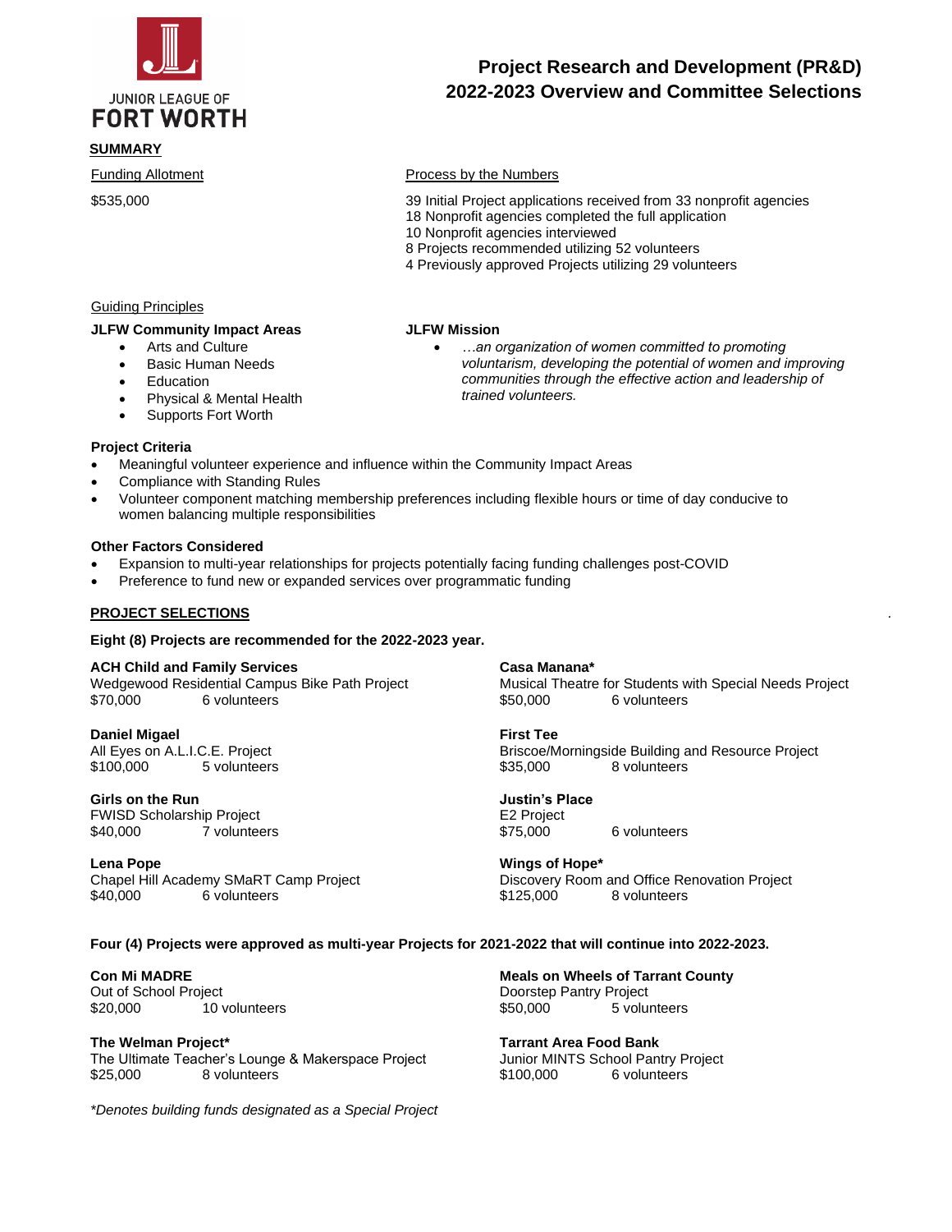JUNIOR LEAGUE OF
FORT WORTH

# Project Research and Development (PR&D)
# 2022-2023 Overview and Committee Selections

## SUMMARY

**Funding Allotment**

$535,000

**Process by the Numbers**

39 Initial Project applications received from 33 nonprofit agencies
18 Nonprofit agencies completed the full application
10 Nonprofit agencies interviewed
8 Projects recommended utilizing 52 volunteers
4 Previously approved Projects utilizing 29 volunteers

### Guiding Principles

**JLFW Community Impact Areas**

- Arts and Culture
- Basic Human Needs
- Education
- Physical & Mental Health
- Supports Fort Worth

**JLFW Mission**

- *…an organization of women committed to promoting voluntarism, developing the potential of women and improving communities through the effective action and leadership of trained volunteers.*

**Project Criteria**

- Meaningful volunteer experience and influence within the Community Impact Areas
- Compliance with Standing Rules
- Volunteer component matching membership preferences including flexible hours or time of day conducive to women balancing multiple responsibilities

**Other Factors Considered**

- Expansion to multi-year relationships for projects potentially facing funding challenges post-COVID
- Preference to fund new or expanded services over programmatic funding

## PROJECT SELECTIONS

**Eight (8) Projects are recommended for the 2022-2023 year.**

**ACH Child and Family Services**
Wedgewood Residential Campus Bike Path Project
$70,000 6 volunteers

**Casa Manana***
Musical Theatre for Students with Special Needs Project
$50,000 6 volunteers

**Daniel Migael**
All Eyes on A.L.I.C.E. Project
$100,000 5 volunteers

**First Tee**
Briscoe/Morningside Building and Resource Project
$35,000 8 volunteers

**Girls on the Run**
FWISD Scholarship Project
$40,000 7 volunteers

**Justin's Place**
E2 Project
$75,000 6 volunteers

**Lena Pope**
Chapel Hill Academy SMaRT Camp Project
$40,000 6 volunteers

**Wings of Hope***
Discovery Room and Office Renovation Project
$125,000 8 volunteers

**Four (4) Projects were approved as multi-year Projects for 2021-2022 that will continue into 2022-2023.**

**Con Mi MADRE**
Out of School Project
$20,000 10 volunteers

**Meals on Wheels of Tarrant County**
Doorstep Pantry Project
$50,000 5 volunteers

**The Welman Project***
The Ultimate Teacher's Lounge & Makerspace Project
$25,000 8 volunteers

**Tarrant Area Food Bank**
Junior MINTS School Pantry Project
$100,000 6 volunteers

*\*Denotes building funds designated as a Special Project*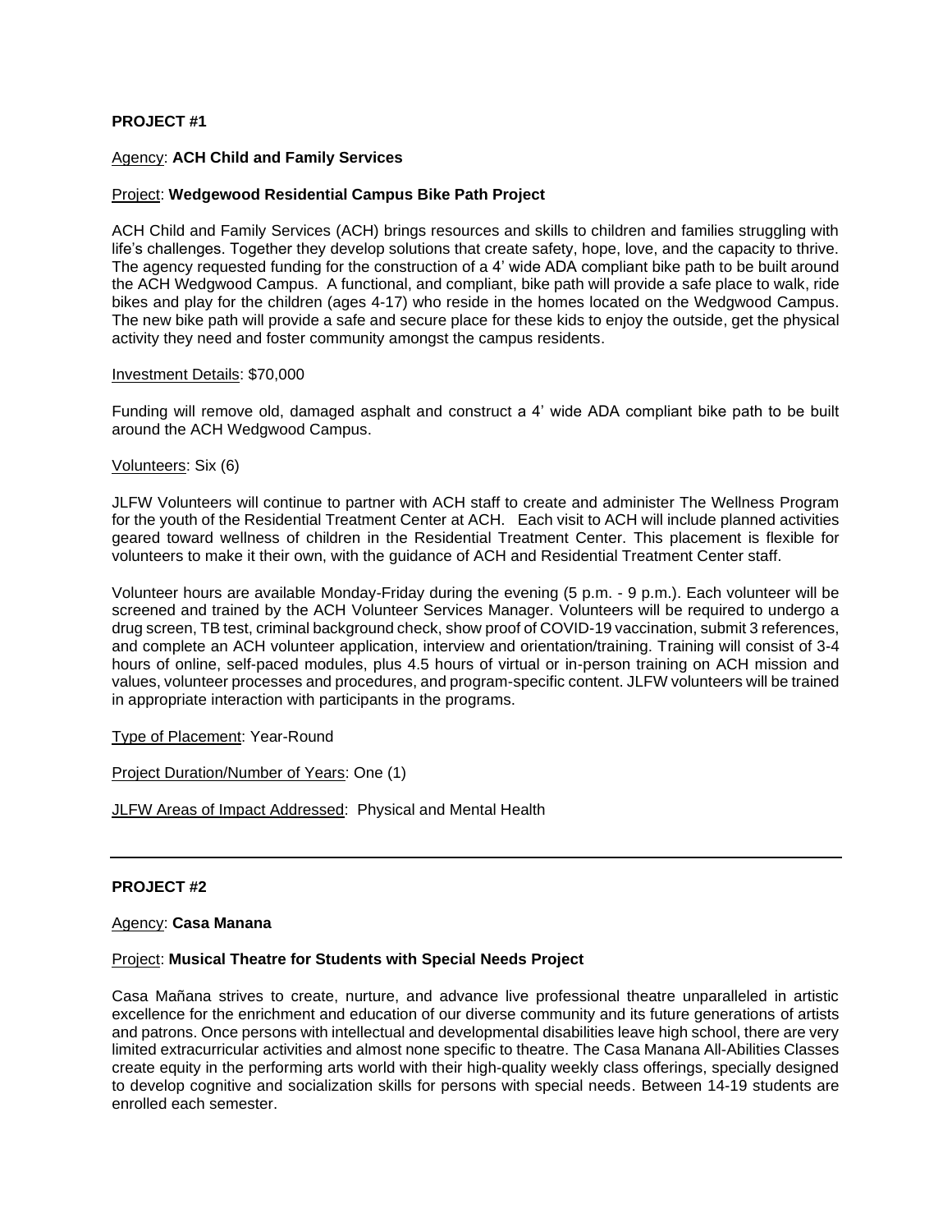**PROJECT #1**

Agency: **ACH Child and Family Services**

Project: **Wedgewood Residential Campus Bike Path Project**

ACH Child and Family Services (ACH) brings resources and skills to children and families struggling with life's challenges. Together they develop solutions that create safety, hope, love, and the capacity to thrive. The agency requested funding for the construction of a 4' wide ADA compliant bike path to be built around the ACH Wedgwood Campus. A functional, and compliant, bike path will provide a safe place to walk, ride bikes and play for the children (ages 4-17) who reside in the homes located on the Wedgwood Campus. The new bike path will provide a safe and secure place for these kids to enjoy the outside, get the physical activity they need and foster community amongst the campus residents.

Investment Details: $70,000

Funding will remove old, damaged asphalt and construct a 4' wide ADA compliant bike path to be built around the ACH Wedgwood Campus.

Volunteers: Six (6)

JLFW Volunteers will continue to partner with ACH staff to create and administer The Wellness Program for the youth of the Residential Treatment Center at ACH. Each visit to ACH will include planned activities geared toward wellness of children in the Residential Treatment Center. This placement is flexible for volunteers to make it their own, with the guidance of ACH and Residential Treatment Center staff.

Volunteer hours are available Monday-Friday during the evening (5 p.m. - 9 p.m.). Each volunteer will be screened and trained by the ACH Volunteer Services Manager. Volunteers will be required to undergo a drug screen, TB test, criminal background check, show proof of COVID-19 vaccination, submit 3 references, and complete an ACH volunteer application, interview and orientation/training. Training will consist of 3-4 hours of online, self-paced modules, plus 4.5 hours of virtual or in-person training on ACH mission and values, volunteer processes and procedures, and program-specific content. JLFW volunteers will be trained in appropriate interaction with participants in the programs.

Type of Placement: Year-Round

Project Duration/Number of Years: One (1)

JLFW Areas of Impact Addressed: Physical and Mental Health

---

**PROJECT #2**

Agency: **Casa Manana**

Project: **Musical Theatre for Students with Special Needs Project**

Casa Mañana strives to create, nurture, and advance live professional theatre unparalleled in artistic excellence for the enrichment and education of our diverse community and its future generations of artists and patrons. Once persons with intellectual and developmental disabilities leave high school, there are very limited extracurricular activities and almost none specific to theatre. The Casa Manana All-Abilities Classes create equity in the performing arts world with their high-quality weekly class offerings, specially designed to develop cognitive and socialization skills for persons with special needs. Between 14-19 students are enrolled each semester.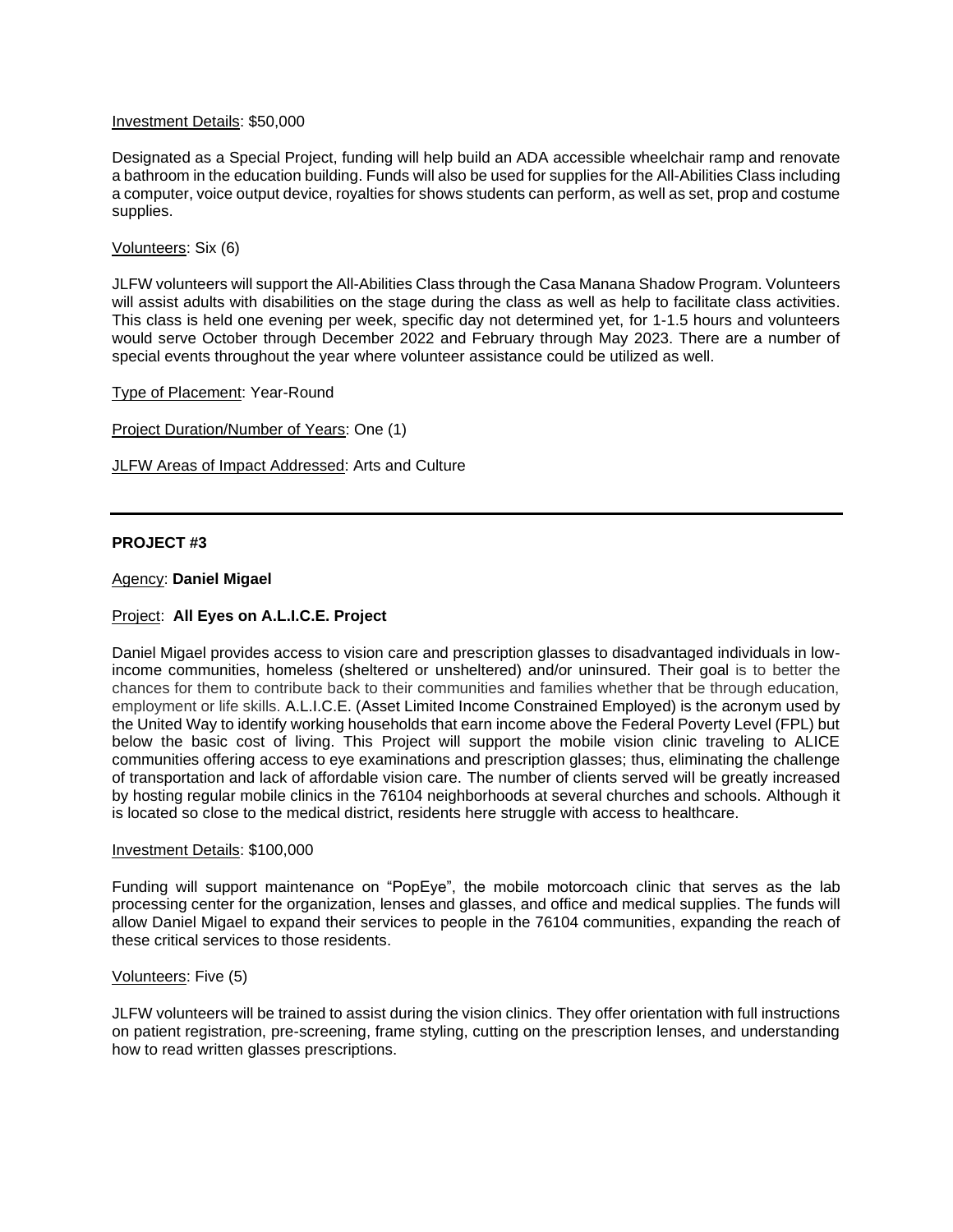Investment Details: $50,000

Designated as a Special Project, funding will help build an ADA accessible wheelchair ramp and renovate a bathroom in the education building. Funds will also be used for supplies for the All-Abilities Class including a computer, voice output device, royalties for shows students can perform, as well as set, prop and costume supplies.

Volunteers: Six (6)

JLFW volunteers will support the All-Abilities Class through the Casa Manana Shadow Program. Volunteers will assist adults with disabilities on the stage during the class as well as help to facilitate class activities. This class is held one evening per week, specific day not determined yet, for 1-1.5 hours and volunteers would serve October through December 2022 and February through May 2023. There are a number of special events throughout the year where volunteer assistance could be utilized as well.

Type of Placement: Year-Round

Project Duration/Number of Years: One (1)

JLFW Areas of Impact Addressed: Arts and Culture

---

**PROJECT #3**

Agency: **Daniel Migael**

Project: **All Eyes on A.L.I.C.E. Project**

Daniel Migael provides access to vision care and prescription glasses to disadvantaged individuals in low-income communities, homeless (sheltered or unsheltered) and/or uninsured. Their goal is to better the chances for them to contribute back to their communities and families whether that be through education, employment or life skills. A.L.I.C.E. (Asset Limited Income Constrained Employed) is the acronym used by the United Way to identify working households that earn income above the Federal Poverty Level (FPL) but below the basic cost of living. This Project will support the mobile vision clinic traveling to ALICE communities offering access to eye examinations and prescription glasses; thus, eliminating the challenge of transportation and lack of affordable vision care. The number of clients served will be greatly increased by hosting regular mobile clinics in the 76104 neighborhoods at several churches and schools. Although it is located so close to the medical district, residents here struggle with access to healthcare.

Investment Details: $100,000

Funding will support maintenance on "PopEye", the mobile motorcoach clinic that serves as the lab processing center for the organization, lenses and glasses, and office and medical supplies. The funds will allow Daniel Migael to expand their services to people in the 76104 communities, expanding the reach of these critical services to those residents.

Volunteers: Five (5)

JLFW volunteers will be trained to assist during the vision clinics. They offer orientation with full instructions on patient registration, pre-screening, frame styling, cutting on the prescription lenses, and understanding how to read written glasses prescriptions.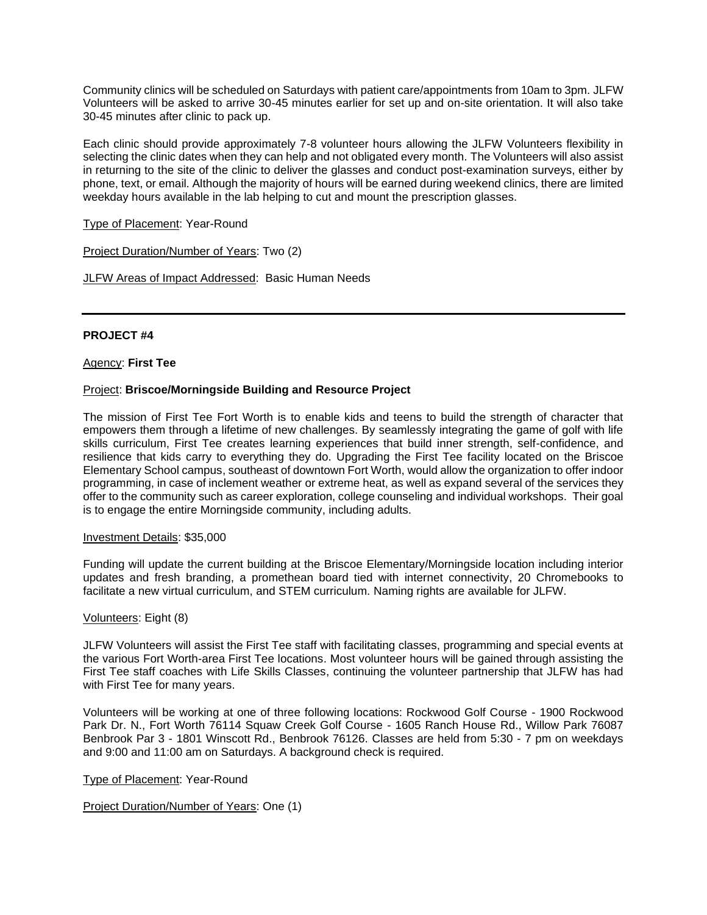Community clinics will be scheduled on Saturdays with patient care/appointments from 10am to 3pm. JLFW Volunteers will be asked to arrive 30-45 minutes earlier for set up and on-site orientation. It will also take 30-45 minutes after clinic to pack up.

Each clinic should provide approximately 7-8 volunteer hours allowing the JLFW Volunteers flexibility in selecting the clinic dates when they can help and not obligated every month. The Volunteers will also assist in returning to the site of the clinic to deliver the glasses and conduct post-examination surveys, either by phone, text, or email. Although the majority of hours will be earned during weekend clinics, there are limited weekday hours available in the lab helping to cut and mount the prescription glasses.

Type of Placement: Year-Round

Project Duration/Number of Years: Two (2)

JLFW Areas of Impact Addressed: Basic Human Needs

---

**PROJECT #4**

Agency: **First Tee**

Project: **Briscoe/Morningside Building and Resource Project**

The mission of First Tee Fort Worth is to enable kids and teens to build the strength of character that empowers them through a lifetime of new challenges. By seamlessly integrating the game of golf with life skills curriculum, First Tee creates learning experiences that build inner strength, self-confidence, and resilience that kids carry to everything they do. Upgrading the First Tee facility located on the Briscoe Elementary School campus, southeast of downtown Fort Worth, would allow the organization to offer indoor programming, in case of inclement weather or extreme heat, as well as expand several of the services they offer to the community such as career exploration, college counseling and individual workshops. Their goal is to engage the entire Morningside community, including adults.

Investment Details: $35,000

Funding will update the current building at the Briscoe Elementary/Morningside location including interior updates and fresh branding, a promethean board tied with internet connectivity, 20 Chromebooks to facilitate a new virtual curriculum, and STEM curriculum. Naming rights are available for JLFW.

Volunteers: Eight (8)

JLFW Volunteers will assist the First Tee staff with facilitating classes, programming and special events at the various Fort Worth-area First Tee locations. Most volunteer hours will be gained through assisting the First Tee staff coaches with Life Skills Classes, continuing the volunteer partnership that JLFW has had with First Tee for many years.

Volunteers will be working at one of three following locations: Rockwood Golf Course - 1900 Rockwood Park Dr. N., Fort Worth 76114 Squaw Creek Golf Course - 1605 Ranch House Rd., Willow Park 76087 Benbrook Par 3 - 1801 Winscott Rd., Benbrook 76126. Classes are held from 5:30 - 7 pm on weekdays and 9:00 and 11:00 am on Saturdays. A background check is required.

Type of Placement: Year-Round

Project Duration/Number of Years: One (1)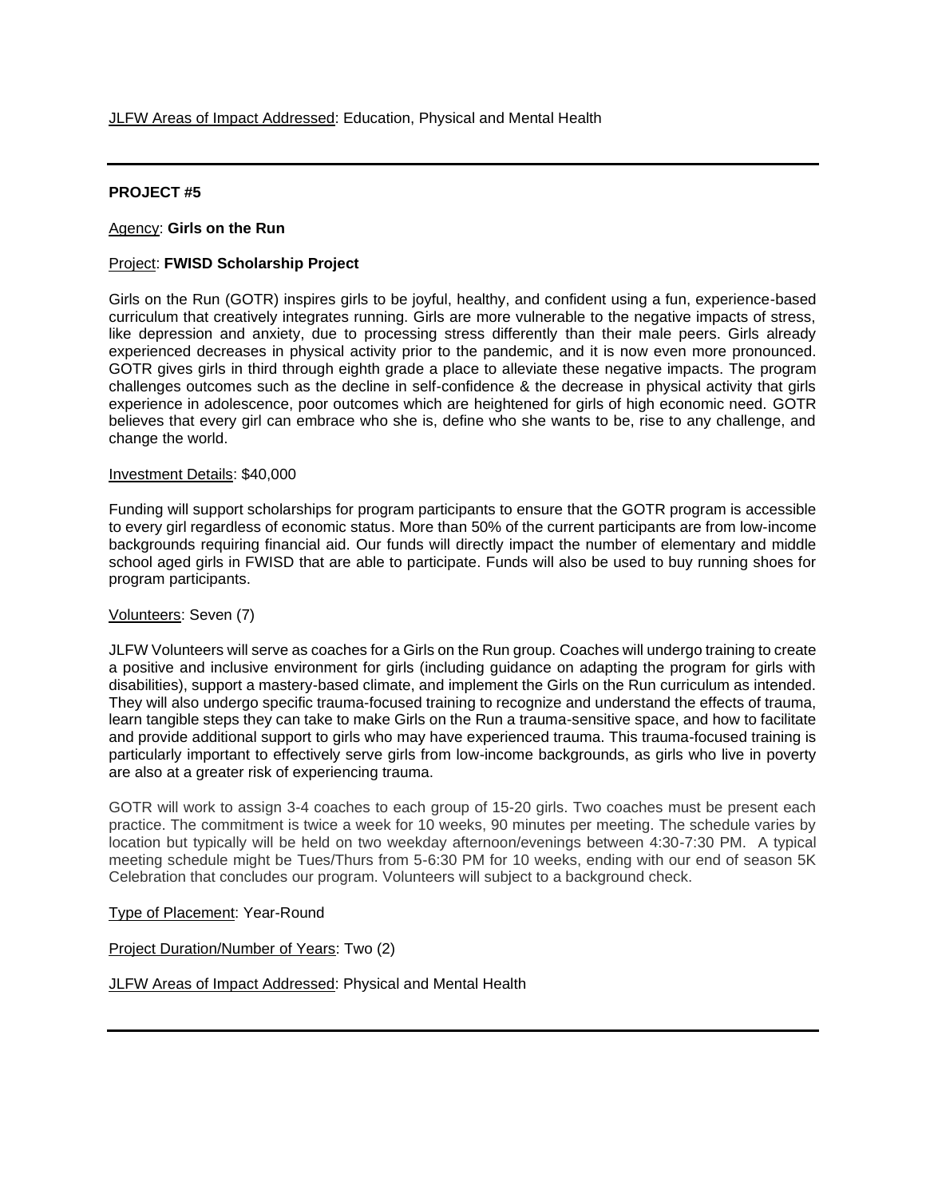<u>JLFW Areas of Impact Addressed</u>: Education, Physical and Mental Health

---

**PROJECT #5**

<u>Agency</u>: **Girls on the Run**

<u>Project</u>: **FWISD Scholarship Project**

Girls on the Run (GOTR) inspires girls to be joyful, healthy, and confident using a fun, experience-based curriculum that creatively integrates running. Girls are more vulnerable to the negative impacts of stress, like depression and anxiety, due to processing stress differently than their male peers. Girls already experienced decreases in physical activity prior to the pandemic, and it is now even more pronounced. GOTR gives girls in third through eighth grade a place to alleviate these negative impacts. The program challenges outcomes such as the decline in self-confidence & the decrease in physical activity that girls experience in adolescence, poor outcomes which are heightened for girls of high economic need. GOTR believes that every girl can embrace who she is, define who she wants to be, rise to any challenge, and change the world.

<u>Investment Details</u>: $40,000

Funding will support scholarships for program participants to ensure that the GOTR program is accessible to every girl regardless of economic status. More than 50% of the current participants are from low-income backgrounds requiring financial aid. Our funds will directly impact the number of elementary and middle school aged girls in FWISD that are able to participate. Funds will also be used to buy running shoes for program participants.

<u>Volunteers</u>: Seven (7)

JLFW Volunteers will serve as coaches for a Girls on the Run group. Coaches will undergo training to create a positive and inclusive environment for girls (including guidance on adapting the program for girls with disabilities), support a mastery-based climate, and implement the Girls on the Run curriculum as intended. They will also undergo specific trauma-focused training to recognize and understand the effects of trauma, learn tangible steps they can take to make Girls on the Run a trauma-sensitive space, and how to facilitate and provide additional support to girls who may have experienced trauma. This trauma-focused training is particularly important to effectively serve girls from low-income backgrounds, as girls who live in poverty are also at a greater risk of experiencing trauma.

GOTR will work to assign 3-4 coaches to each group of 15-20 girls. Two coaches must be present each practice. The commitment is twice a week for 10 weeks, 90 minutes per meeting. The schedule varies by location but typically will be held on two weekday afternoon/evenings between 4:30-7:30 PM. A typical meeting schedule might be Tues/Thurs from 5-6:30 PM for 10 weeks, ending with our end of season 5K Celebration that concludes our program. Volunteers will subject to a background check.

<u>Type of Placement</u>: Year-Round

<u>Project Duration/Number of Years</u>: Two (2)

<u>JLFW Areas of Impact Addressed</u>: Physical and Mental Health

---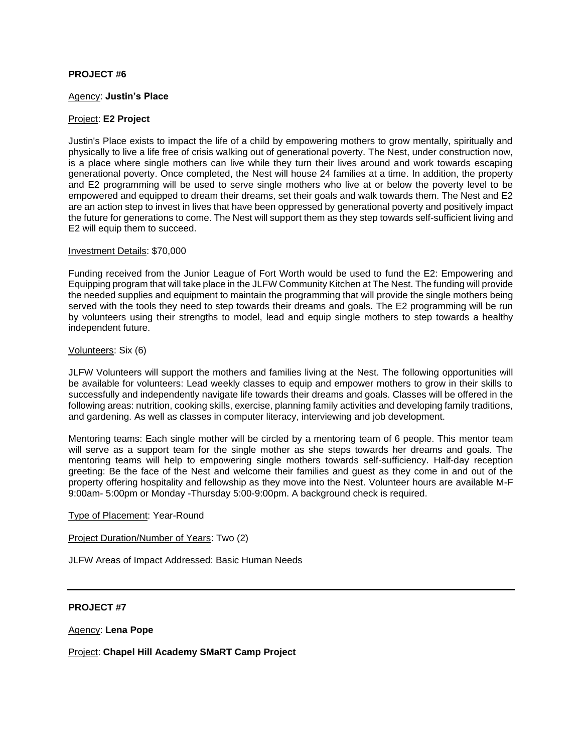**PROJECT #6**

Agency: **Justin's Place**

Project: **E2 Project**

Justin's Place exists to impact the life of a child by empowering mothers to grow mentally, spiritually and physically to live a life free of crisis walking out of generational poverty. The Nest, under construction now, is a place where single mothers can live while they turn their lives around and work towards escaping generational poverty. Once completed, the Nest will house 24 families at a time. In addition, the property and E2 programming will be used to serve single mothers who live at or below the poverty level to be empowered and equipped to dream their dreams, set their goals and walk towards them. The Nest and E2 are an action step to invest in lives that have been oppressed by generational poverty and positively impact the future for generations to come. The Nest will support them as they step towards self-sufficient living and E2 will equip them to succeed.

Investment Details: $70,000

Funding received from the Junior League of Fort Worth would be used to fund the E2: Empowering and Equipping program that will take place in the JLFW Community Kitchen at The Nest. The funding will provide the needed supplies and equipment to maintain the programming that will provide the single mothers being served with the tools they need to step towards their dreams and goals. The E2 programming will be run by volunteers using their strengths to model, lead and equip single mothers to step towards a healthy independent future.

Volunteers: Six (6)

JLFW Volunteers will support the mothers and families living at the Nest. The following opportunities will be available for volunteers: Lead weekly classes to equip and empower mothers to grow in their skills to successfully and independently navigate life towards their dreams and goals. Classes will be offered in the following areas: nutrition, cooking skills, exercise, planning family activities and developing family traditions, and gardening. As well as classes in computer literacy, interviewing and job development.

Mentoring teams: Each single mother will be circled by a mentoring team of 6 people. This mentor team will serve as a support team for the single mother as she steps towards her dreams and goals. The mentoring teams will help to empowering single mothers towards self-sufficiency. Half-day reception greeting: Be the face of the Nest and welcome their families and guest as they come in and out of the property offering hospitality and fellowship as they move into the Nest. Volunteer hours are available M-F 9:00am- 5:00pm or Monday -Thursday 5:00-9:00pm. A background check is required.

Type of Placement: Year-Round

Project Duration/Number of Years: Two (2)

JLFW Areas of Impact Addressed: Basic Human Needs

---

**PROJECT #7**

Agency: **Lena Pope**

Project: **Chapel Hill Academy SMaRT Camp Project**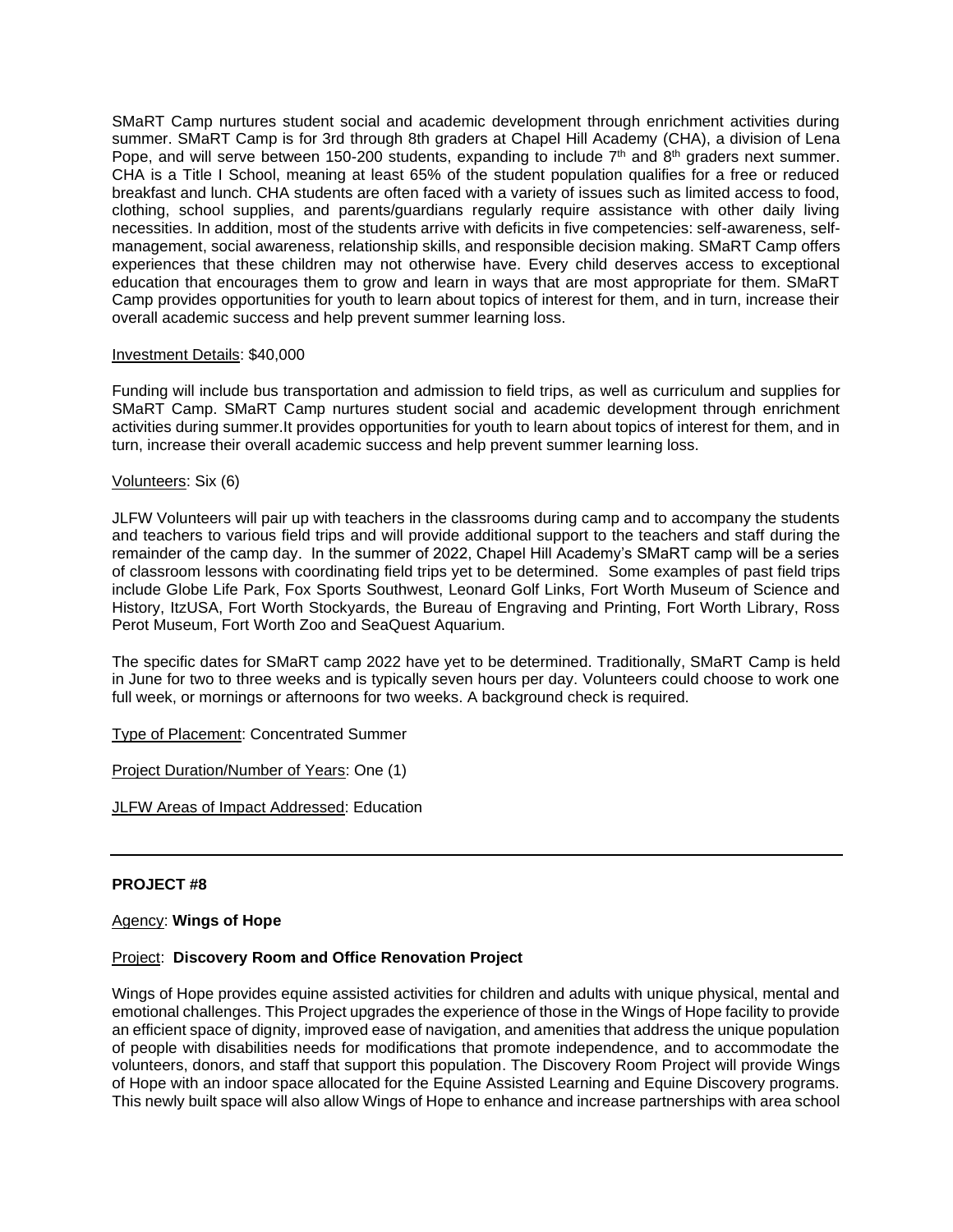SMaRT Camp nurtures student social and academic development through enrichment activities during summer. SMaRT Camp is for 3rd through 8th graders at Chapel Hill Academy (CHA), a division of Lena Pope, and will serve between 150-200 students, expanding to include 7th and 8th graders next summer. CHA is a Title I School, meaning at least 65% of the student population qualifies for a free or reduced breakfast and lunch. CHA students are often faced with a variety of issues such as limited access to food, clothing, school supplies, and parents/guardians regularly require assistance with other daily living necessities. In addition, most of the students arrive with deficits in five competencies: self-awareness, self-management, social awareness, relationship skills, and responsible decision making. SMaRT Camp offers experiences that these children may not otherwise have. Every child deserves access to exceptional education that encourages them to grow and learn in ways that are most appropriate for them. SMaRT Camp provides opportunities for youth to learn about topics of interest for them, and in turn, increase their overall academic success and help prevent summer learning loss.

Investment Details: $40,000

Funding will include bus transportation and admission to field trips, as well as curriculum and supplies for SMaRT Camp. SMaRT Camp nurtures student social and academic development through enrichment activities during summer.It provides opportunities for youth to learn about topics of interest for them, and in turn, increase their overall academic success and help prevent summer learning loss.

Volunteers: Six (6)

JLFW Volunteers will pair up with teachers in the classrooms during camp and to accompany the students and teachers to various field trips and will provide additional support to the teachers and staff during the remainder of the camp day. In the summer of 2022, Chapel Hill Academy's SMaRT camp will be a series of classroom lessons with coordinating field trips yet to be determined. Some examples of past field trips include Globe Life Park, Fox Sports Southwest, Leonard Golf Links, Fort Worth Museum of Science and History, ItzUSA, Fort Worth Stockyards, the Bureau of Engraving and Printing, Fort Worth Library, Ross Perot Museum, Fort Worth Zoo and SeaQuest Aquarium.

The specific dates for SMaRT camp 2022 have yet to be determined. Traditionally, SMaRT Camp is held in June for two to three weeks and is typically seven hours per day. Volunteers could choose to work one full week, or mornings or afternoons for two weeks. A background check is required.

Type of Placement: Concentrated Summer

Project Duration/Number of Years: One (1)

JLFW Areas of Impact Addressed: Education

---

**PROJECT #8**

Agency: **Wings of Hope**

Project: **Discovery Room and Office Renovation Project**

Wings of Hope provides equine assisted activities for children and adults with unique physical, mental and emotional challenges. This Project upgrades the experience of those in the Wings of Hope facility to provide an efficient space of dignity, improved ease of navigation, and amenities that address the unique population of people with disabilities needs for modifications that promote independence, and to accommodate the volunteers, donors, and staff that support this population. The Discovery Room Project will provide Wings of Hope with an indoor space allocated for the Equine Assisted Learning and Equine Discovery programs. This newly built space will also allow Wings of Hope to enhance and increase partnerships with area school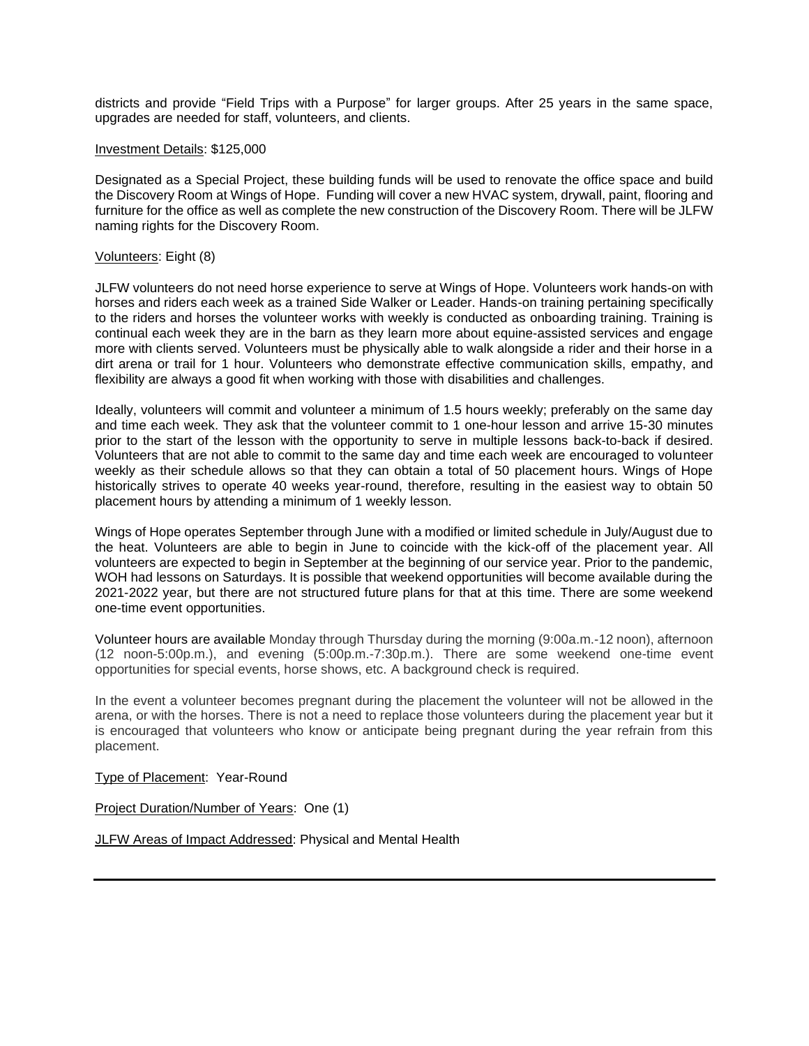districts and provide "Field Trips with a Purpose" for larger groups. After 25 years in the same space, upgrades are needed for staff, volunteers, and clients.

Investment Details: $125,000

Designated as a Special Project, these building funds will be used to renovate the office space and build the Discovery Room at Wings of Hope. Funding will cover a new HVAC system, drywall, paint, flooring and furniture for the office as well as complete the new construction of the Discovery Room. There will be JLFW naming rights for the Discovery Room.

Volunteers: Eight (8)

JLFW volunteers do not need horse experience to serve at Wings of Hope. Volunteers work hands-on with horses and riders each week as a trained Side Walker or Leader. Hands-on training pertaining specifically to the riders and horses the volunteer works with weekly is conducted as onboarding training. Training is continual each week they are in the barn as they learn more about equine-assisted services and engage more with clients served. Volunteers must be physically able to walk alongside a rider and their horse in a dirt arena or trail for 1 hour. Volunteers who demonstrate effective communication skills, empathy, and flexibility are always a good fit when working with those with disabilities and challenges.

Ideally, volunteers will commit and volunteer a minimum of 1.5 hours weekly; preferably on the same day and time each week. They ask that the volunteer commit to 1 one-hour lesson and arrive 15-30 minutes prior to the start of the lesson with the opportunity to serve in multiple lessons back-to-back if desired. Volunteers that are not able to commit to the same day and time each week are encouraged to volunteer weekly as their schedule allows so that they can obtain a total of 50 placement hours. Wings of Hope historically strives to operate 40 weeks year-round, therefore, resulting in the easiest way to obtain 50 placement hours by attending a minimum of 1 weekly lesson.

Wings of Hope operates September through June with a modified or limited schedule in July/August due to the heat. Volunteers are able to begin in June to coincide with the kick-off of the placement year. All volunteers are expected to begin in September at the beginning of our service year. Prior to the pandemic, WOH had lessons on Saturdays. It is possible that weekend opportunities will become available during the 2021-2022 year, but there are not structured future plans for that at this time. There are some weekend one-time event opportunities.

Volunteer hours are available Monday through Thursday during the morning (9:00a.m.-12 noon), afternoon (12 noon-5:00p.m.), and evening (5:00p.m.-7:30p.m.). There are some weekend one-time event opportunities for special events, horse shows, etc. A background check is required.

In the event a volunteer becomes pregnant during the placement the volunteer will not be allowed in the arena, or with the horses. There is not a need to replace those volunteers during the placement year but it is encouraged that volunteers who know or anticipate being pregnant during the year refrain from this placement.

Type of Placement: Year-Round

Project Duration/Number of Years: One (1)

JLFW Areas of Impact Addressed: Physical and Mental Health